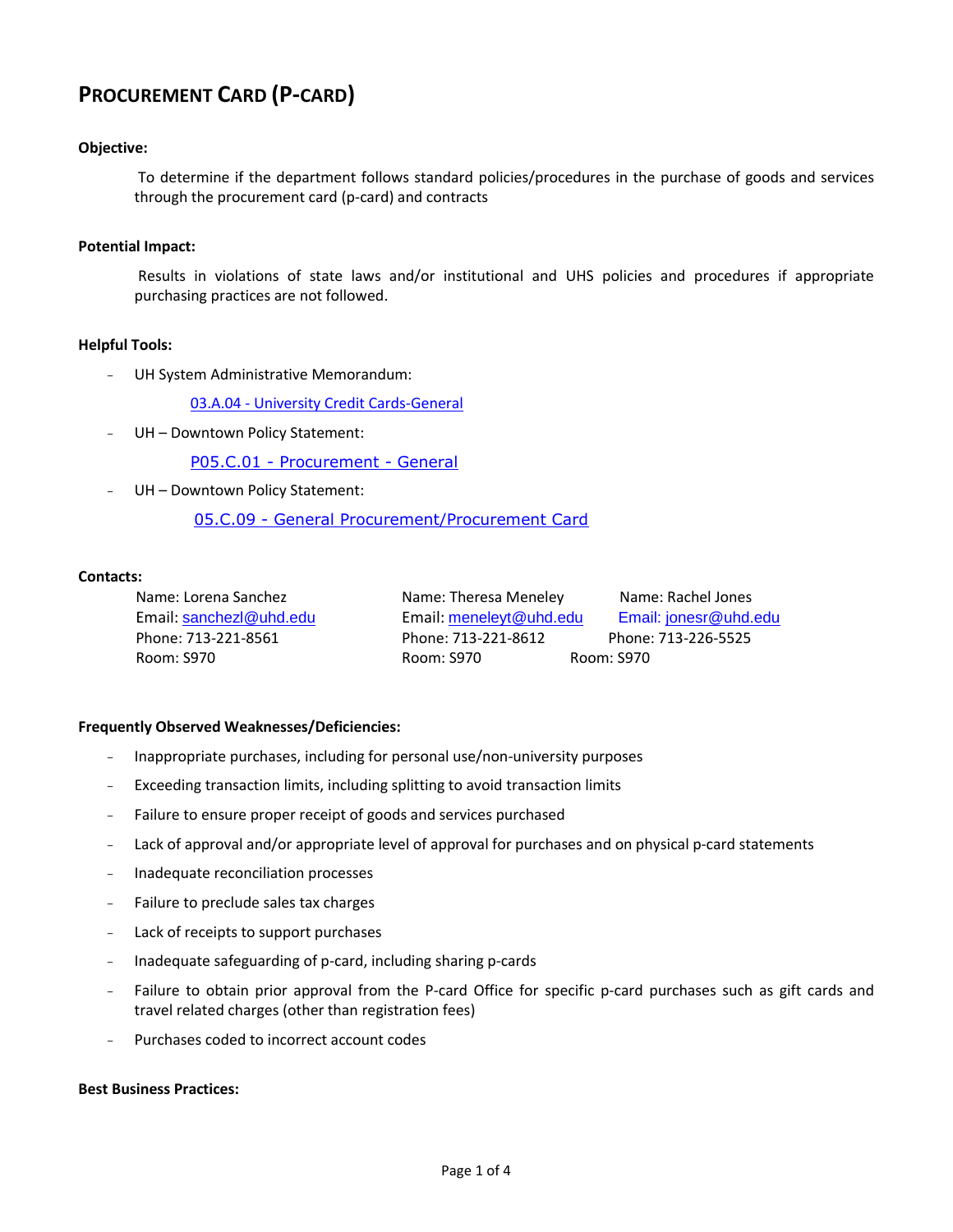# PROCUREMENT CARD (P-CARD)

**Objective:**

To determine if the department follows standard policies/procedures in the purchase of goods and services through the procurement card (p-card) and contracts

**Potential Impact:**

Results in violations of state laws and/or institutional and UHS policies and procedures if appropriate purchasing practices are not followed.

**Helpful Tools:**

- UH System Administrative Memorandum:

  03.A.04 - University Credit Cards-General

- UH – Downtown Policy Statement:

  P05.C.01 - Procurement - General

- UH – Downtown Policy Statement:

  05.C.09 - General Procurement/Procurement Card

**Contacts:**

| Name: Lorena Sanchez | Name: Theresa Meneley | Name: Rachel Jones |
|---|---|---|
| Email: sanchezl@uhd.edu | Email: meneleyt@uhd.edu | Email: jonesr@uhd.edu |
| Phone: 713-221-8561 | Phone: 713-221-8612 | Phone: 713-226-5525 |
| Room: S970 | Room: S970 | Room: S970 |

**Frequently Observed Weaknesses/Deficiencies:**

- Inappropriate purchases, including for personal use/non-university purposes
- Exceeding transaction limits, including splitting to avoid transaction limits
- Failure to ensure proper receipt of goods and services purchased
- Lack of approval and/or appropriate level of approval for purchases and on physical p-card statements
- Inadequate reconciliation processes
- Failure to preclude sales tax charges
- Lack of receipts to support purchases
- Inadequate safeguarding of p-card, including sharing p-cards
- Failure to obtain prior approval from the P-card Office for specific p-card purchases such as gift cards and travel related charges (other than registration fees)
- Purchases coded to incorrect account codes

**Best Business Practices:**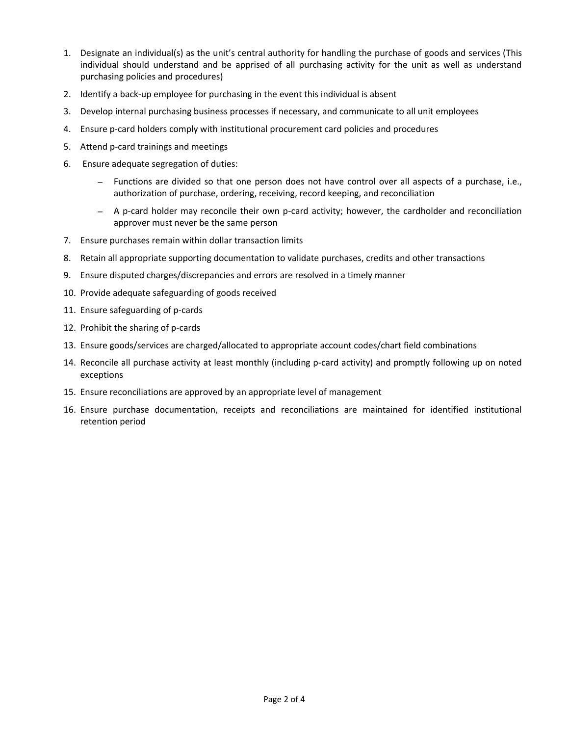1. Designate an individual(s) as the unit's central authority for handling the purchase of goods and services (This individual should understand and be apprised of all purchasing activity for the unit as well as understand purchasing policies and procedures)
2. Identify a back-up employee for purchasing in the event this individual is absent
3. Develop internal purchasing business processes if necessary, and communicate to all unit employees
4. Ensure p-card holders comply with institutional procurement card policies and procedures
5. Attend p-card trainings and meetings
6. Ensure adequate segregation of duties:
   - Functions are divided so that one person does not have control over all aspects of a purchase, i.e., authorization of purchase, ordering, receiving, record keeping, and reconciliation
   - A p-card holder may reconcile their own p-card activity; however, the cardholder and reconciliation approver must never be the same person
7. Ensure purchases remain within dollar transaction limits
8. Retain all appropriate supporting documentation to validate purchases, credits and other transactions
9. Ensure disputed charges/discrepancies and errors are resolved in a timely manner
10. Provide adequate safeguarding of goods received
11. Ensure safeguarding of p-cards
12. Prohibit the sharing of p-cards
13. Ensure goods/services are charged/allocated to appropriate account codes/chart field combinations
14. Reconcile all purchase activity at least monthly (including p-card activity) and promptly following up on noted exceptions
15. Ensure reconciliations are approved by an appropriate level of management
16. Ensure purchase documentation, receipts and reconciliations are maintained for identified institutional retention period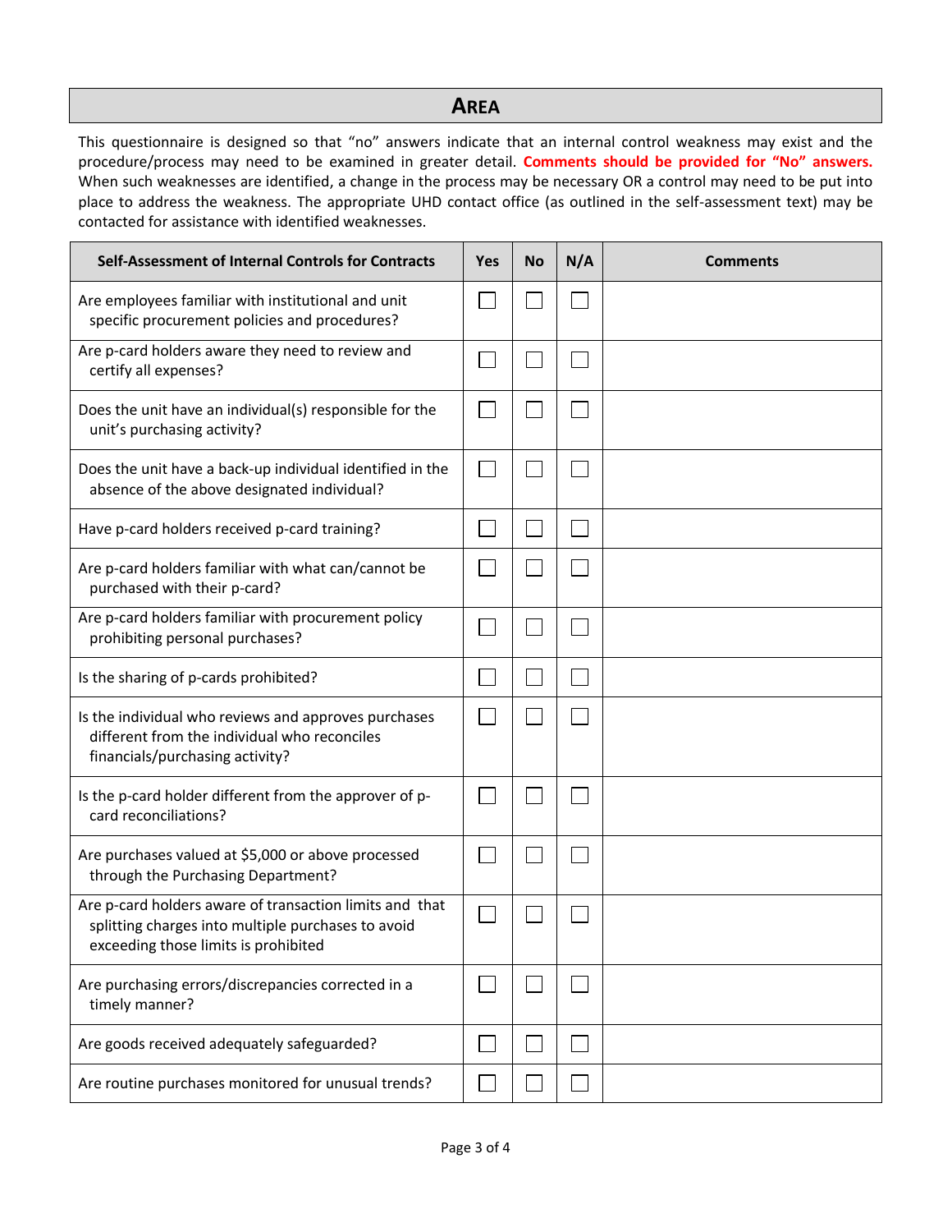## AREA

This questionnaire is designed so that "no" answers indicate that an internal control weakness may exist and the procedure/process may need to be examined in greater detail. **Comments should be provided for "No" answers.** When such weaknesses are identified, a change in the process may be necessary OR a control may need to be put into place to address the weakness. The appropriate UHD contact office (as outlined in the self-assessment text) may be contacted for assistance with identified weaknesses.

| Self-Assessment of Internal Controls for Contracts | Yes | No | N/A | Comments |
|---|---|---|---|---|
| Are employees familiar with institutional and unit specific procurement policies and procedures? | ☐ | ☐ | ☐ | |
| Are p-card holders aware they need to review and certify all expenses? | ☐ | ☐ | ☐ | |
| Does the unit have an individual(s) responsible for the unit's purchasing activity? | ☐ | ☐ | ☐ | |
| Does the unit have a back-up individual identified in the absence of the above designated individual? | ☐ | ☐ | ☐ | |
| Have p-card holders received p-card training? | ☐ | ☐ | ☐ | |
| Are p-card holders familiar with what can/cannot be purchased with their p-card? | ☐ | ☐ | ☐ | |
| Are p-card holders familiar with procurement policy prohibiting personal purchases? | ☐ | ☐ | ☐ | |
| Is the sharing of p-cards prohibited? | ☐ | ☐ | ☐ | |
| Is the individual who reviews and approves purchases different from the individual who reconciles financials/purchasing activity? | ☐ | ☐ | ☐ | |
| Is the p-card holder different from the approver of p-card reconciliations? | ☐ | ☐ | ☐ | |
| Are purchases valued at $5,000 or above processed through the Purchasing Department? | ☐ | ☐ | ☐ | |
| Are p-card holders aware of transaction limits and that splitting charges into multiple purchases to avoid exceeding those limits is prohibited | ☐ | ☐ | ☐ | |
| Are purchasing errors/discrepancies corrected in a timely manner? | ☐ | ☐ | ☐ | |
| Are goods received adequately safeguarded? | ☐ | ☐ | ☐ | |
| Are routine purchases monitored for unusual trends? | ☐ | ☐ | ☐ | |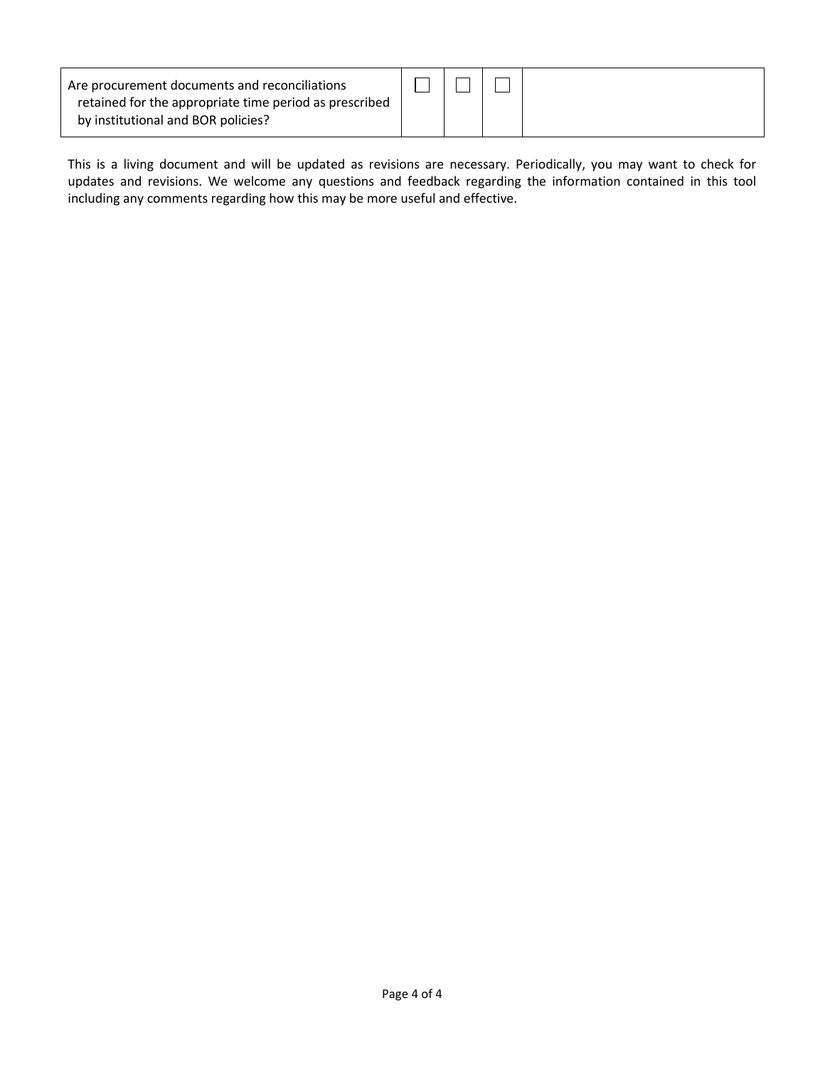| | | | | |
|---|---|---|---|---|
| Are procurement documents and reconciliations retained for the appropriate time period as prescribed by institutional and BOR policies? | ☐ | ☐ | ☐ | |

This is a living document and will be updated as revisions are necessary. Periodically, you may want to check for updates and revisions. We welcome any questions and feedback regarding the information contained in this tool including any comments regarding how this may be more useful and effective.